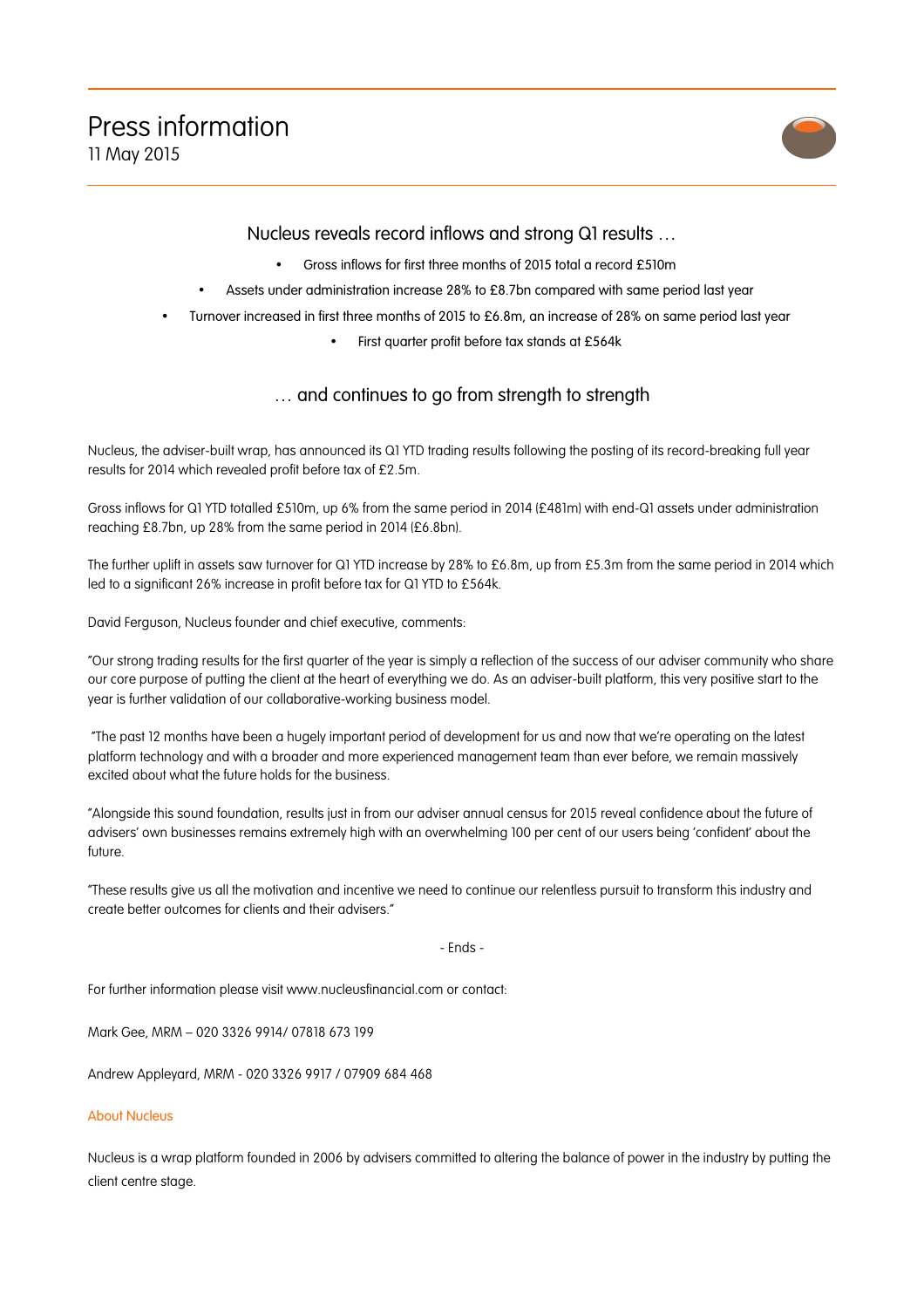# Press information

11 May 2015

## Nucleus reveals record inflows and strong Q1 results …

- Gross inflows for first three months of 2015 total a record £510m
- Assets under administration increase 28% to £8.7bn compared with same period last year
- Turnover increased in first three months of 2015 to £6.8m, an increase of 28% on same period last year
- First quarter profit before tax stands at £564k

## … and continues to go from strength to strength

Nucleus, the adviser-built wrap, has announced its Q1 YTD trading results following the posting of its record-breaking full year results for 2014 which revealed profit before tax of £2.5m.

Gross inflows for Q1 YTD totalled £510m, up 6% from the same period in 2014 (£481m) with end-Q1 assets under administration reaching £8.7bn, up 28% from the same period in 2014 (£6.8bn).

The further uplift in assets saw turnover for Q1 YTD increase by 28% to £6.8m, up from £5.3m from the same period in 2014 which led to a significant 26% increase in profit before tax for Q1 YTD to £564k.

David Ferguson, Nucleus founder and chief executive, comments:

"Our strong trading results for the first quarter of the year is simply a reflection of the success of our adviser community who share our core purpose of putting the client at the heart of everything we do. As an adviser-built platform, this very positive start to the year is further validation of our collaborative-working business model.

"The past 12 months have been a hugely important period of development for us and now that we're operating on the latest platform technology and with a broader and more experienced management team than ever before, we remain massively excited about what the future holds for the business.

"Alongside this sound foundation, results just in from our adviser annual census for 2015 reveal confidence about the future of advisers' own businesses remains extremely high with an overwhelming 100 per cent of our users being 'confident' about the future.

"These results give us all the motivation and incentive we need to continue our relentless pursuit to transform this industry and create better outcomes for clients and their advisers."

- Ends -

For further information please visit www.nucleusfinancial.com or contact:

Mark Gee, MRM – 020 3326 9914/ 07818 673 199

Andrew Appleyard, MRM - 020 3326 9917 / 07909 684 468

### About Nucleus

Nucleus is a wrap platform founded in 2006 by advisers committed to altering the balance of power in the industry by putting the client centre stage.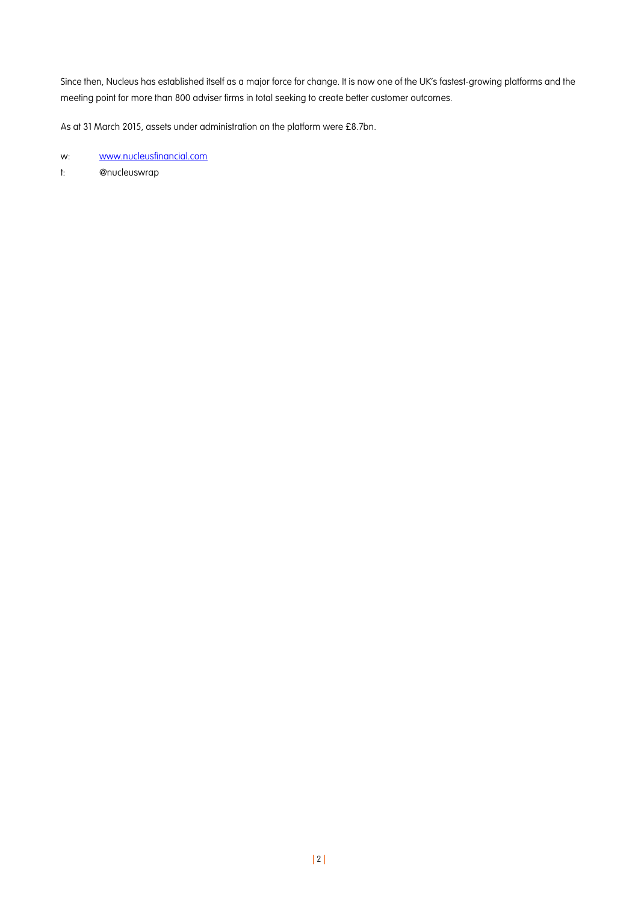Since then, Nucleus has established itself as a major force for change. It is now one of the UK's fastest-growing platforms and the meeting point for more than 800 adviser firms in total seeking to create better customer outcomes.

As at 31 March 2015, assets under administration on the platform were £8.7bn.

w: [www.nucleusfinancial.com](http://www.nucleusfinancial.com)

t: @nucleuswrap